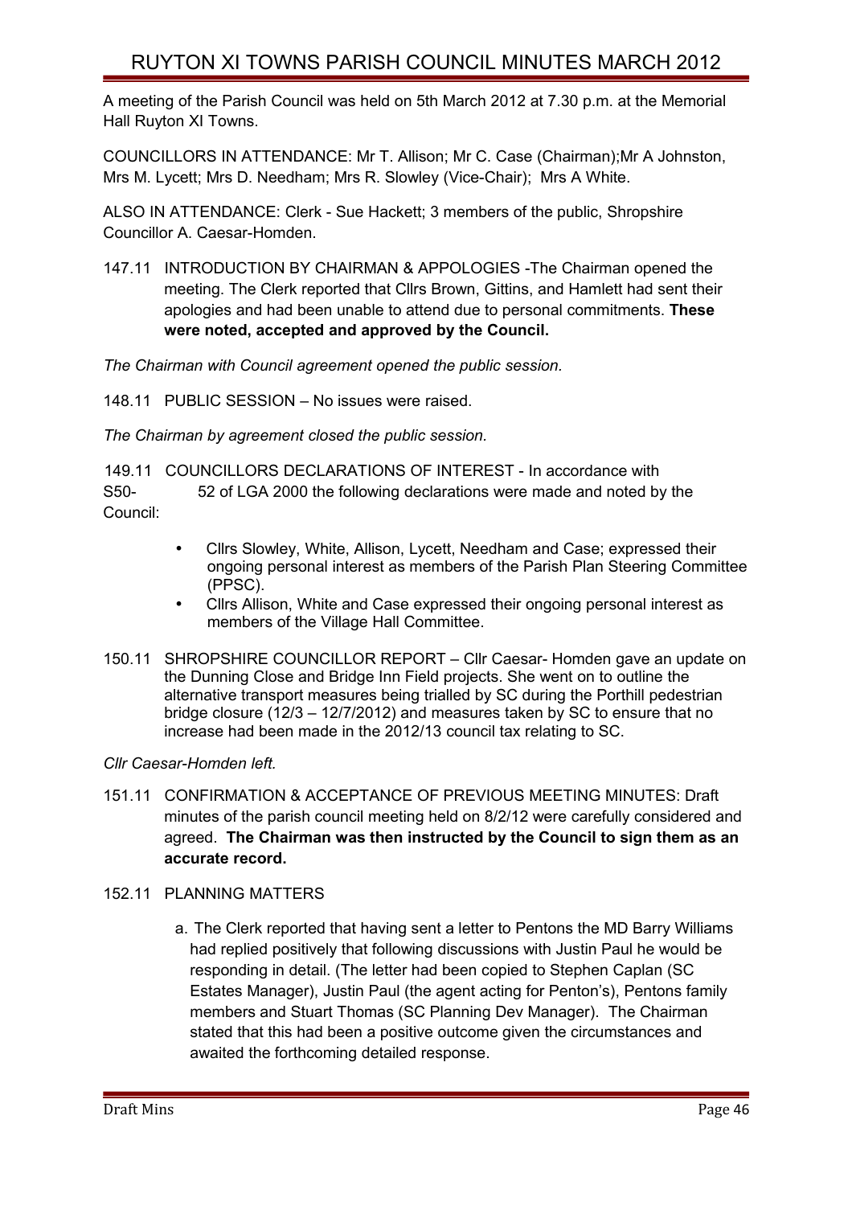# RUYTON XI TOWNS PARISH COUNCIL MINUTES MARCH 2012

A meeting of the Parish Council was held on 5th March 2012 at 7.30 p.m. at the Memorial Hall Ruyton XI Towns.

COUNCILLORS IN ATTENDANCE: Mr T. Allison; Mr C. Case (Chairman);Mr A Johnston, Mrs M. Lycett; Mrs D. Needham; Mrs R. Slowley (Vice-Chair); Mrs A White.

ALSO IN ATTENDANCE: Clerk - Sue Hackett; 3 members of the public, Shropshire Councillor A. Caesar-Homden.

147.11 INTRODUCTION BY CHAIRMAN & APPOLOGIES -The Chairman opened the meeting. The Clerk reported that Cllrs Brown, Gittins, and Hamlett had sent their apologies and had been unable to attend due to personal commitments. **These were noted, accepted and approved by the Council.**

*The Chairman with Council agreement opened the public session.*

148.11 PUBLIC SESSION – No issues were raised.

*The Chairman by agreement closed the public session.*

149.11 COUNCILLORS DECLARATIONS OF INTEREST - In accordance with S50- 52 of LGA 2000 the following declarations were made and noted by the Council:

- Cllrs Slowley, White, Allison, Lycett, Needham and Case; expressed their ongoing personal interest as members of the Parish Plan Steering Committee (PPSC).
- Cllrs Allison, White and Case expressed their ongoing personal interest as members of the Village Hall Committee.

150.11 SHROPSHIRE COUNCILLOR REPORT – Cllr Caesar- Homden gave an update on the Dunning Close and Bridge Inn Field projects. She went on to outline the alternative transport measures being trialled by SC during the Porthill pedestrian bridge closure (12/3 – 12/7/2012) and measures taken by SC to ensure that no increase had been made in the 2012/13 council tax relating to SC.

*Cllr Caesar-Homden left.*

151.11 CONFIRMATION & ACCEPTANCE OF PREVIOUS MEETING MINUTES: Draft minutes of the parish council meeting held on 8/2/12 were carefully considered and agreed. **The Chairman was then instructed by the Council to sign them as an accurate record.**

152.11 PLANNING MATTERS

a. The Clerk reported that having sent a letter to Pentons the MD Barry Williams had replied positively that following discussions with Justin Paul he would be responding in detail. (The letter had been copied to Stephen Caplan (SC Estates Manager), Justin Paul (the agent acting for Penton's), Pentons family members and Stuart Thomas (SC Planning Dev Manager). The Chairman stated that this had been a positive outcome given the circumstances and awaited the forthcoming detailed response.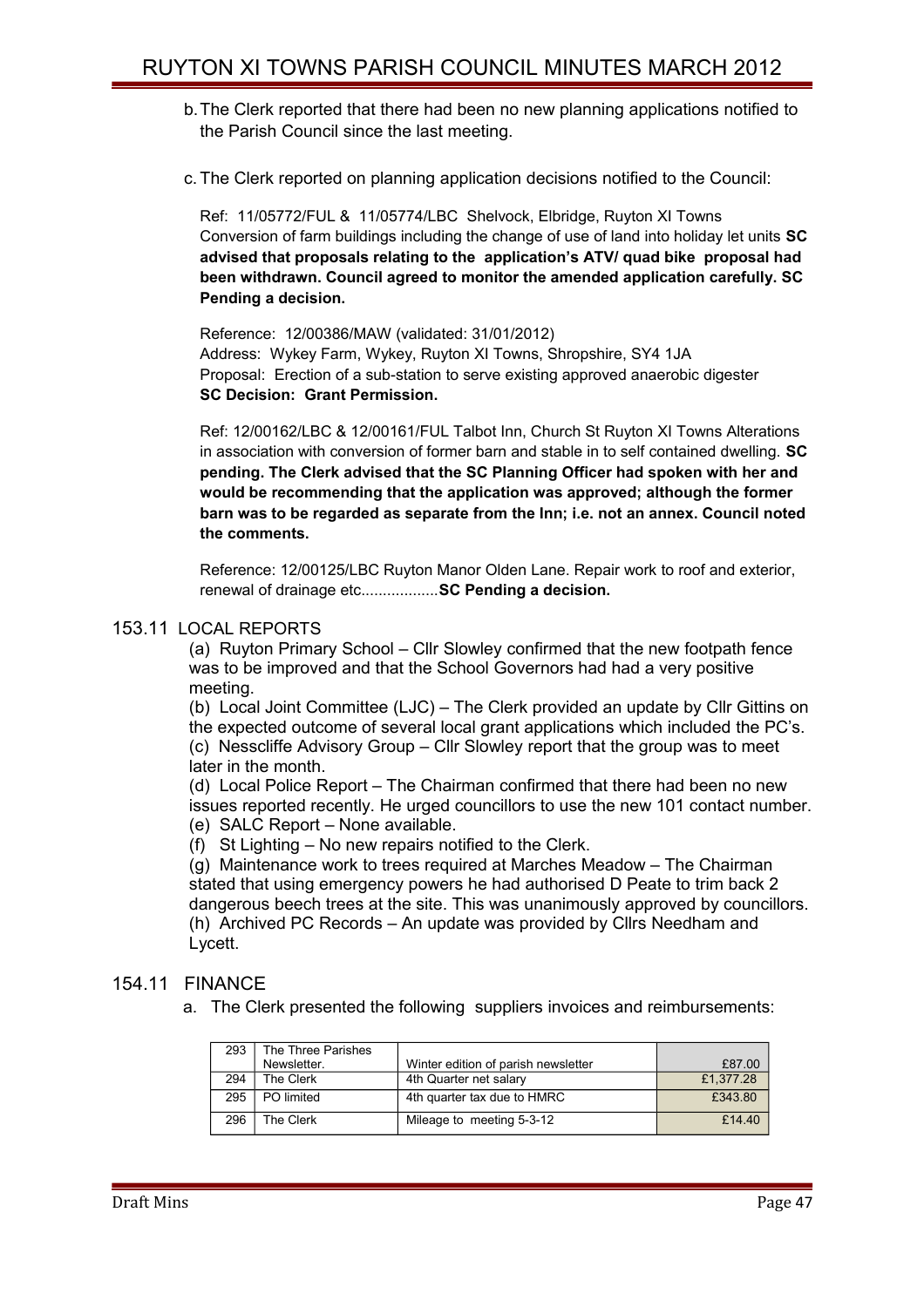b. The Clerk reported that there had been no new planning applications notified to the Parish Council since the last meeting.

c. The Clerk reported on planning application decisions notified to the Council:

Ref: 11/05772/FUL & 11/05774/LBC Shelvock, Elbridge, Ruyton XI Towns Conversion of farm buildings including the change of use of land into holiday let units **SC advised that proposals relating to the application's ATV/ quad bike proposal had been withdrawn. Council agreed to monitor the amended application carefully. SC Pending a decision.**

Reference: 12/00386/MAW (validated: 31/01/2012)
Address: Wykey Farm, Wykey, Ruyton XI Towns, Shropshire, SY4 1JA
Proposal: Erection of a sub-station to serve existing approved anaerobic digester
**SC Decision: Grant Permission.**

Ref: 12/00162/LBC & 12/00161/FUL Talbot Inn, Church St Ruyton XI Towns Alterations in association with conversion of former barn and stable in to self contained dwelling. **SC pending. The Clerk advised that the SC Planning Officer had spoken with her and would be recommending that the application was approved; although the former barn was to be regarded as separate from the Inn; i.e. not an annex. Council noted the comments.**

Reference: 12/00125/LBC Ruyton Manor Olden Lane. Repair work to roof and exterior, renewal of drainage etc..................**SC Pending a decision.**

## 153.11 LOCAL REPORTS

(a) Ruyton Primary School – Cllr Slowley confirmed that the new footpath fence was to be improved and that the School Governors had had a very positive meeting.
(b) Local Joint Committee (LJC) – The Clerk provided an update by Cllr Gittins on the expected outcome of several local grant applications which included the PC's.
(c) Nesscliffe Advisory Group – Cllr Slowley report that the group was to meet later in the month.
(d) Local Police Report – The Chairman confirmed that there had been no new issues reported recently. He urged councillors to use the new 101 contact number.
(e) SALC Report – None available.
(f) St Lighting – No new repairs notified to the Clerk.
(g) Maintenance work to trees required at Marches Meadow – The Chairman stated that using emergency powers he had authorised D Peate to trim back 2 dangerous beech trees at the site. This was unanimously approved by councillors.
(h) Archived PC Records – An update was provided by Cllrs Needham and Lycett.

## 154.11 FINANCE

a. The Clerk presented the following suppliers invoices and reimbursements:

| | | | |
|---|---|---|---|
| 293 | The Three Parishes Newsletter. | Winter edition of parish newsletter | £87.00 |
| 294 | The Clerk | 4th Quarter net salary | £1,377.28 |
| 295 | PO limited | 4th quarter tax due to HMRC | £343.80 |
| 296 | The Clerk | Mileage to meeting 5-3-12 | £14.40 |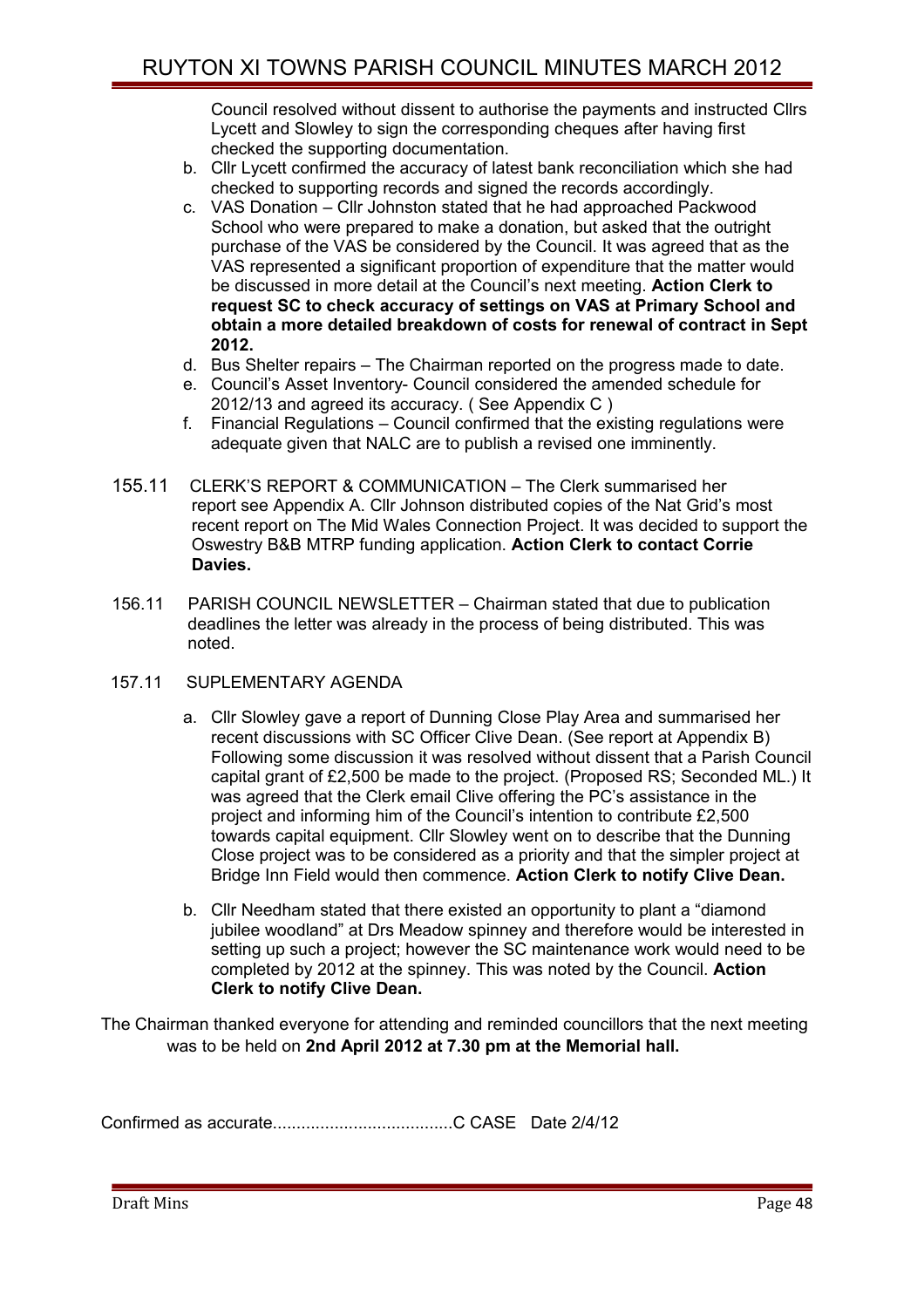Council resolved without dissent to authorise the payments and instructed Cllrs Lycett and Slowley to sign the corresponding cheques after having first checked the supporting documentation.

b. Cllr Lycett confirmed the accuracy of latest bank reconciliation which she had checked to supporting records and signed the records accordingly.

c. VAS Donation – Cllr Johnston stated that he had approached Packwood School who were prepared to make a donation, but asked that the outright purchase of the VAS be considered by the Council. It was agreed that as the VAS represented a significant proportion of expenditure that the matter would be discussed in more detail at the Council's next meeting. **Action Clerk to request SC to check accuracy of settings on VAS at Primary School and obtain a more detailed breakdown of costs for renewal of contract in Sept 2012.**

d. Bus Shelter repairs – The Chairman reported on the progress made to date.

e. Council's Asset Inventory- Council considered the amended schedule for 2012/13 and agreed its accuracy. ( See Appendix C )

f. Financial Regulations – Council confirmed that the existing regulations were adequate given that NALC are to publish a revised one imminently.

155.11 CLERK'S REPORT & COMMUNICATION – The Clerk summarised her report see Appendix A. Cllr Johnson distributed copies of the Nat Grid's most recent report on The Mid Wales Connection Project. It was decided to support the Oswestry B&B MTRP funding application. **Action Clerk to contact Corrie Davies.**

156.11 PARISH COUNCIL NEWSLETTER – Chairman stated that due to publication deadlines the letter was already in the process of being distributed. This was noted.

157.11 SUPLEMENTARY AGENDA

a. Cllr Slowley gave a report of Dunning Close Play Area and summarised her recent discussions with SC Officer Clive Dean. (See report at Appendix B) Following some discussion it was resolved without dissent that a Parish Council capital grant of £2,500 be made to the project. (Proposed RS; Seconded ML.) It was agreed that the Clerk email Clive offering the PC's assistance in the project and informing him of the Council's intention to contribute £2,500 towards capital equipment. Cllr Slowley went on to describe that the Dunning Close project was to be considered as a priority and that the simpler project at Bridge Inn Field would then commence. **Action Clerk to notify Clive Dean.**

b. Cllr Needham stated that there existed an opportunity to plant a "diamond jubilee woodland" at Drs Meadow spinney and therefore would be interested in setting up such a project; however the SC maintenance work would need to be completed by 2012 at the spinney. This was noted by the Council. **Action Clerk to notify Clive Dean.**

The Chairman thanked everyone for attending and reminded councillors that the next meeting was to be held on **2nd April 2012 at 7.30 pm at the Memorial hall.**

Confirmed as accurate......................................C CASE Date 2/4/12